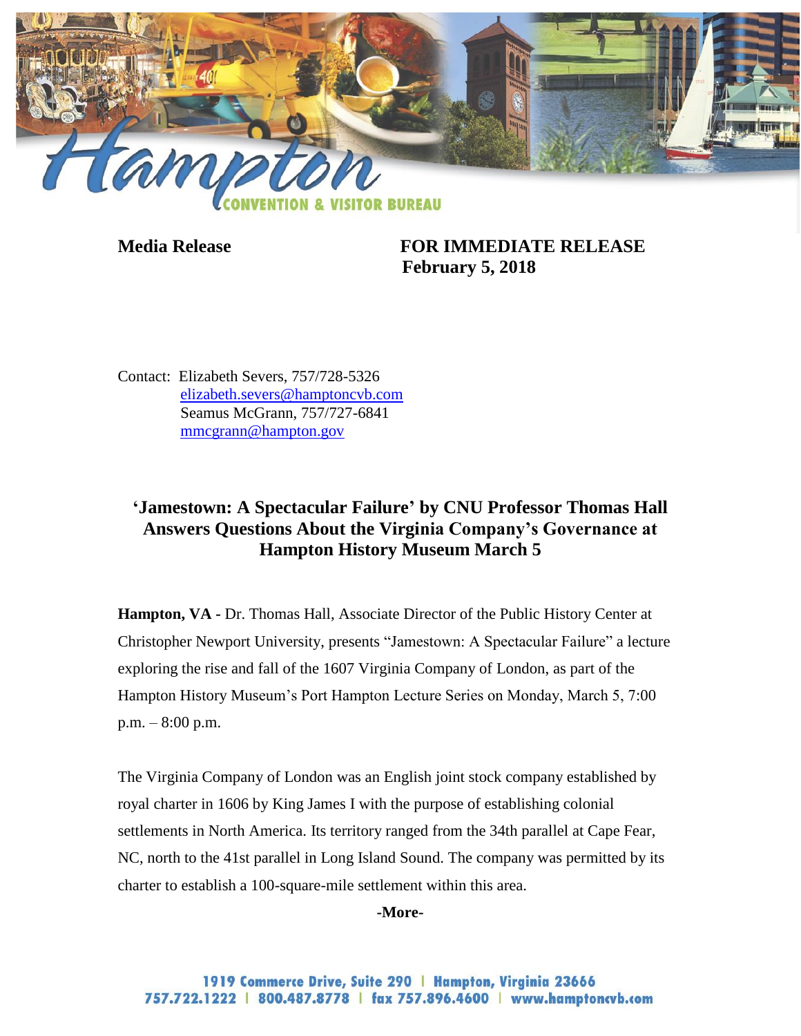**Media Release** **FOR IMMEDIATE RELEASE**
**February 5, 2018**

Contact: Elizabeth Severs, 757/728-5326
elizabeth.severs@hamptoncvb.com
Seamus McGrann, 757/727-6841
mmcgrann@hampton.gov

## 'Jamestown: A Spectacular Failure' by CNU Professor Thomas Hall Answers Questions About the Virginia Company's Governance at Hampton History Museum March 5

**Hampton, VA -** Dr. Thomas Hall, Associate Director of the Public History Center at Christopher Newport University, presents "Jamestown: A Spectacular Failure" a lecture exploring the rise and fall of the 1607 Virginia Company of London, as part of the Hampton History Museum's Port Hampton Lecture Series on Monday, March 5, 7:00 p.m. – 8:00 p.m.

The Virginia Company of London was an English joint stock company established by royal charter in 1606 by King James I with the purpose of establishing colonial settlements in North America. Its territory ranged from the 34th parallel at Cape Fear, NC, north to the 41st parallel in Long Island Sound. The company was permitted by its charter to establish a 100-square-mile settlement within this area.

**-More-**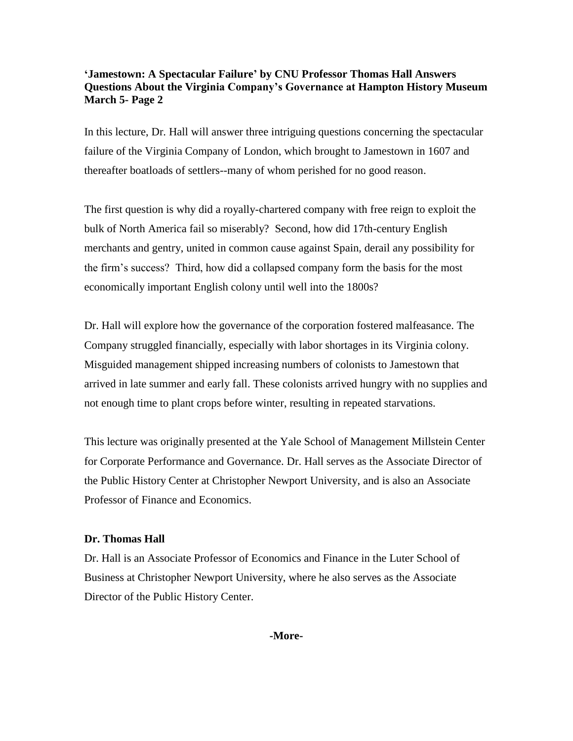**'Jamestown: A Spectacular Failure' by CNU Professor Thomas Hall Answers Questions About the Virginia Company's Governance at Hampton History Museum March 5- Page 2**

In this lecture, Dr. Hall will answer three intriguing questions concerning the spectacular failure of the Virginia Company of London, which brought to Jamestown in 1607 and thereafter boatloads of settlers--many of whom perished for no good reason.

The first question is why did a royally-chartered company with free reign to exploit the bulk of North America fail so miserably? Second, how did 17th-century English merchants and gentry, united in common cause against Spain, derail any possibility for the firm's success? Third, how did a collapsed company form the basis for the most economically important English colony until well into the 1800s?

Dr. Hall will explore how the governance of the corporation fostered malfeasance. The Company struggled financially, especially with labor shortages in its Virginia colony. Misguided management shipped increasing numbers of colonists to Jamestown that arrived in late summer and early fall. These colonists arrived hungry with no supplies and not enough time to plant crops before winter, resulting in repeated starvations.

This lecture was originally presented at the Yale School of Management Millstein Center for Corporate Performance and Governance. Dr. Hall serves as the Associate Director of the Public History Center at Christopher Newport University, and is also an Associate Professor of Finance and Economics.

**Dr. Thomas Hall**

Dr. Hall is an Associate Professor of Economics and Finance in the Luter School of Business at Christopher Newport University, where he also serves as the Associate Director of the Public History Center.

**-More-**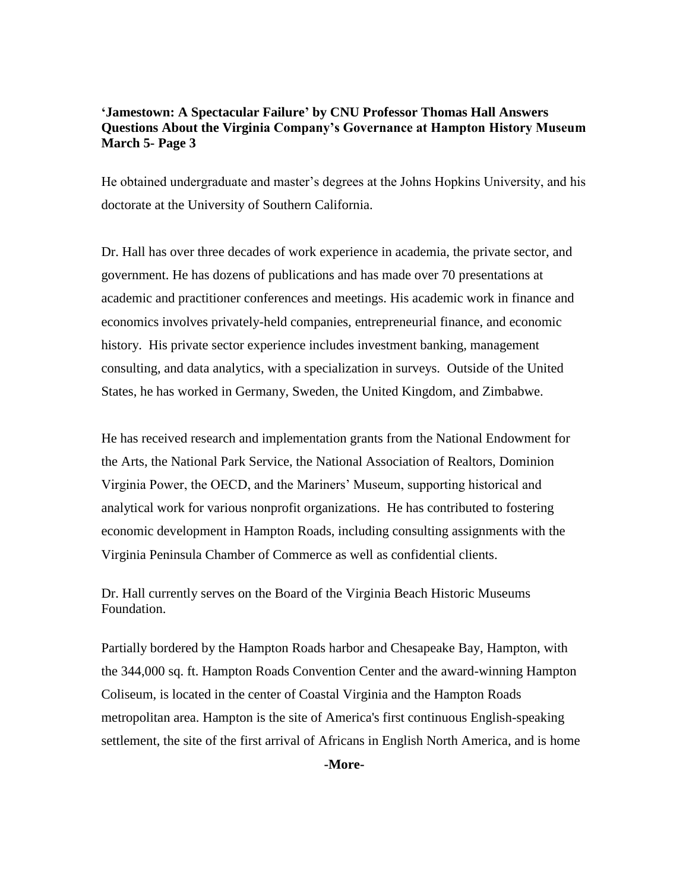He obtained undergraduate and master's degrees at the Johns Hopkins University, and his doctorate at the University of Southern California.

Dr. Hall has over three decades of work experience in academia, the private sector, and government. He has dozens of publications and has made over 70 presentations at academic and practitioner conferences and meetings. His academic work in finance and economics involves privately-held companies, entrepreneurial finance, and economic history. His private sector experience includes investment banking, management consulting, and data analytics, with a specialization in surveys. Outside of the United States, he has worked in Germany, Sweden, the United Kingdom, and Zimbabwe.

He has received research and implementation grants from the National Endowment for the Arts, the National Park Service, the National Association of Realtors, Dominion Virginia Power, the OECD, and the Mariners' Museum, supporting historical and analytical work for various nonprofit organizations. He has contributed to fostering economic development in Hampton Roads, including consulting assignments with the Virginia Peninsula Chamber of Commerce as well as confidential clients.

Dr. Hall currently serves on the Board of the Virginia Beach Historic Museums Foundation.

Partially bordered by the Hampton Roads harbor and Chesapeake Bay, Hampton, with the 344,000 sq. ft. Hampton Roads Convention Center and the award-winning Hampton Coliseum, is located in the center of Coastal Virginia and the Hampton Roads metropolitan area. Hampton is the site of America's first continuous English-speaking settlement, the site of the first arrival of Africans in English North America, and is home

**-More-**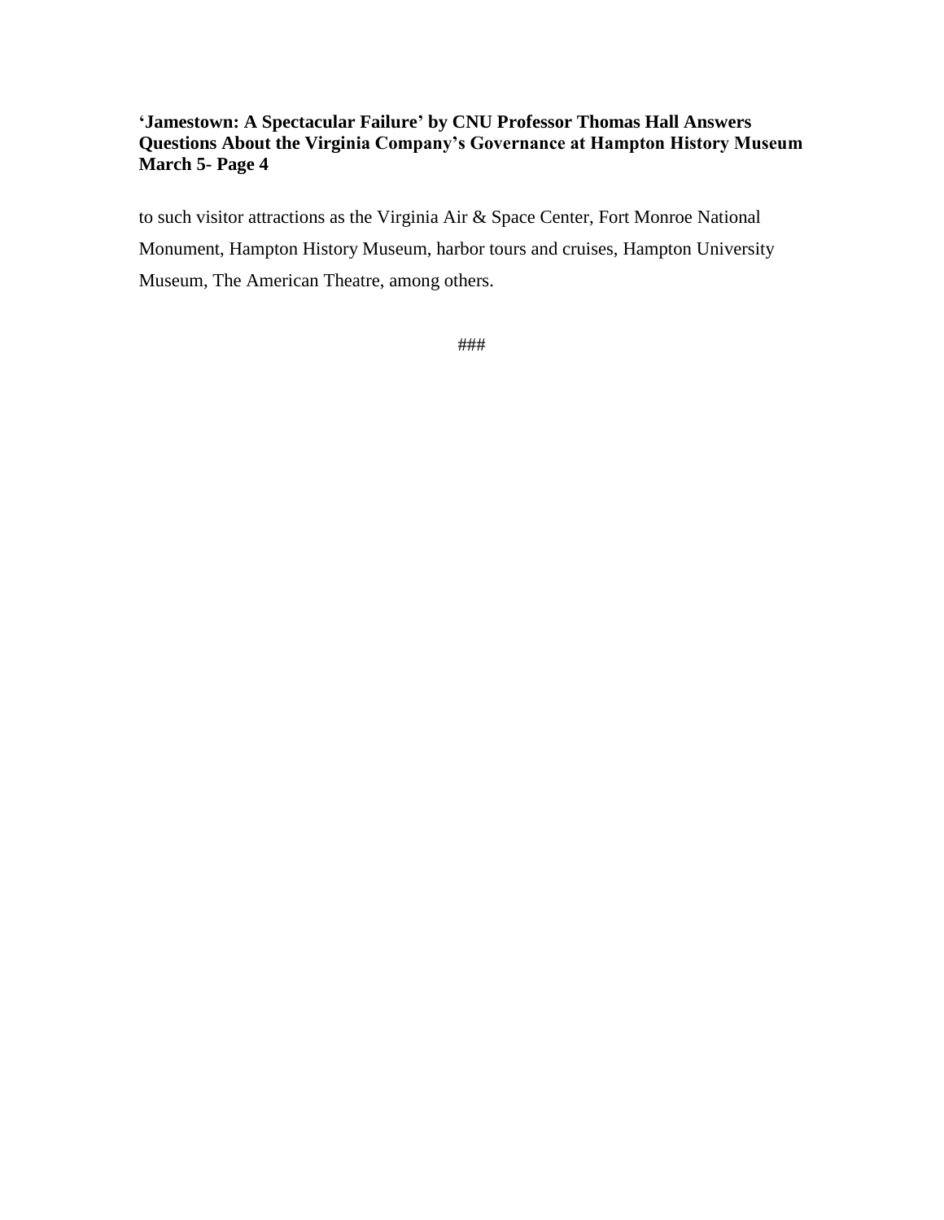to such visitor attractions as the Virginia Air & Space Center, Fort Monroe National Monument, Hampton History Museum, harbor tours and cruises, Hampton University Museum, The American Theatre, among others.

###